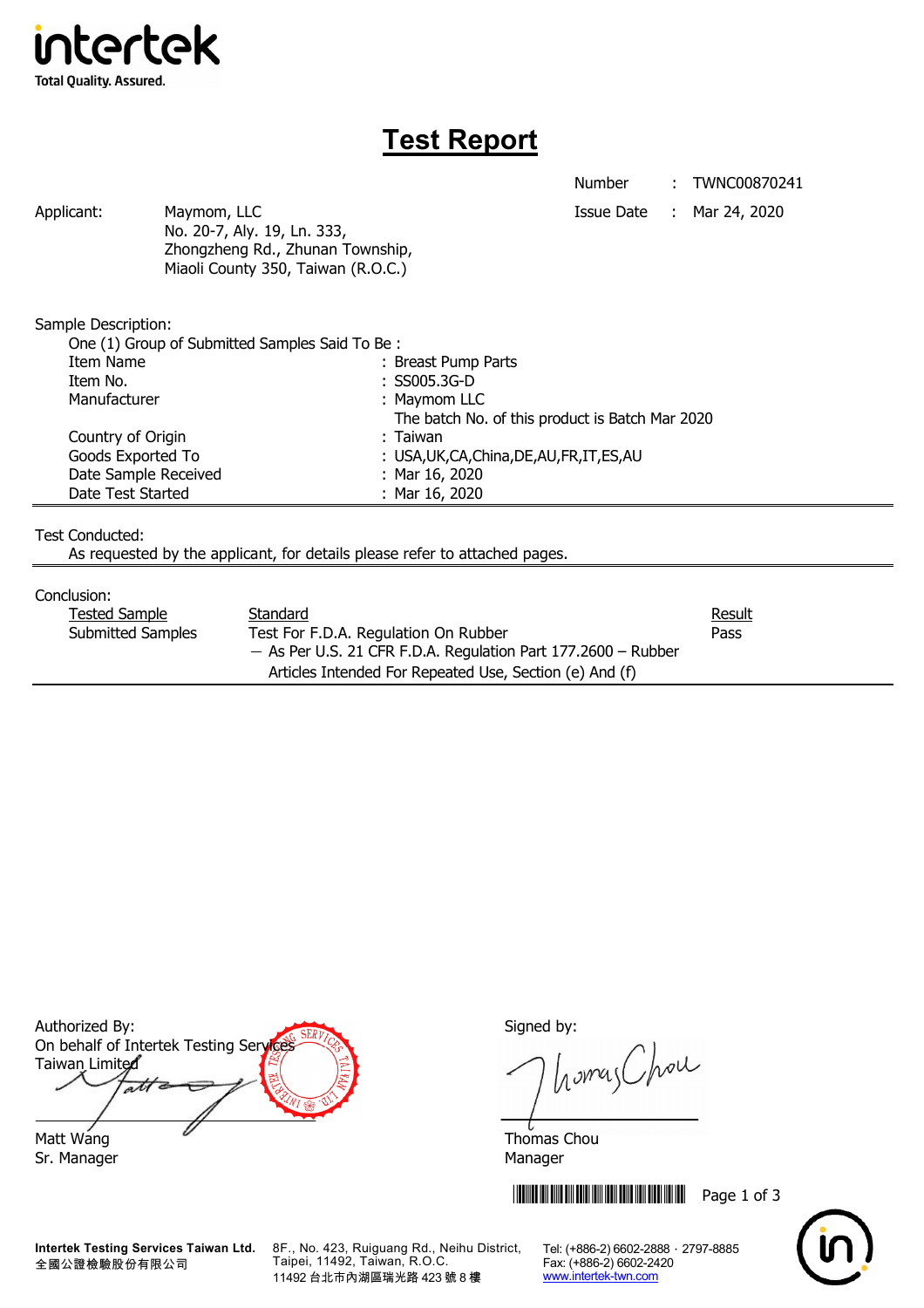intertek
Total Quality. Assured.

# Test Report

Number : TWNC00870241
Issue Date : Mar 24, 2020

Applicant: Maymom, LLC
No. 20-7, Aly. 19, Ln. 333,
Zhongzheng Rd., Zhunan Township,
Miaoli County 350, Taiwan (R.O.C.)

Sample Description:

One (1) Group of Submitted Samples Said To Be :

| | |
|---|---|
| Item Name | : Breast Pump Parts |
| Item No. | : SS005.3G-D |
| Manufacturer | : Maymom LLC<br>The batch No. of this product is Batch Mar 2020 |
| Country of Origin | : Taiwan |
| Goods Exported To | : USA,UK,CA,China,DE,AU,FR,IT,ES,AU |
| Date Sample Received | : Mar 16, 2020 |
| Date Test Started | : Mar 16, 2020 |

Test Conducted:

As requested by the applicant, for details please refer to attached pages.

Conclusion:

| Tested Sample | Standard | Result |
|---|---|---|
| Submitted Samples | Test For F.D.A. Regulation On Rubber<br>— As Per U.S. 21 CFR F.D.A. Regulation Part 177.2600 – Rubber Articles Intended For Repeated Use, Section (e) And (f) | Pass |

Authorized By:
On behalf of Intertek Testing Services Taiwan Limited

Matt Wang
Sr. Manager

Signed by:

Thomas Chou
Manager

Intertek Testing Services Taiwan Ltd.
全國公證檢驗股份有限公司
8F., No. 423, Ruiguang Rd., Neihu District, Taipei, 11492, Taiwan, R.O.C.
11492 台北市內湖區瑞光路 423 號 8 樓
Tel: (+886-2) 6602-2888 · 2797-8885
Fax: (+886-2) 6602-2420
www.intertek-twn.com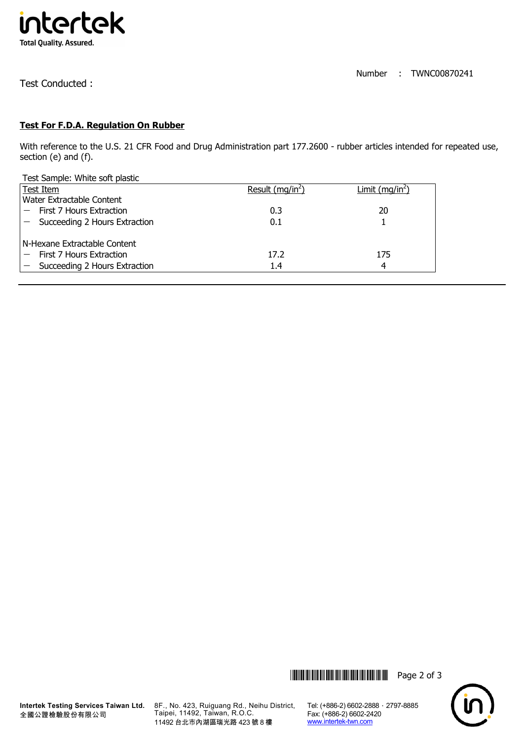Test Conducted :

Number : TWNC00870241

## Test For F.D.A. Regulation On Rubber

With reference to the U.S. 21 CFR Food and Drug Administration part 177.2600 - rubber articles intended for repeated use, section (e) and (f).

Test Sample: White soft plastic

| Test Item | Result (mg/in$^2$) | Limit (mg/in$^2$) |
|---|---|---|
| Water Extractable Content | | |
| — First 7 Hours Extraction | 0.3 | 20 |
| — Succeeding 2 Hours Extraction | 0.1 | 1 |
| N-Hexane Extractable Content | | |
| — First 7 Hours Extraction | 17.2 | 175 |
| — Succeeding 2 Hours Extraction | 1.4 | 4 |

Intertek Testing Services Taiwan Ltd.
全國公證檢驗股份有限公司

8F., No. 423, Ruiguang Rd., Neihu District, Taipei, 11492, Taiwan, R.O.C.
11492 台北市內湖區瑞光路 423 號 8 樓

Tel: (+886-2) 6602-2888 · 2797-8885
Fax: (+886-2) 6602-2420
www.intertek-twn.com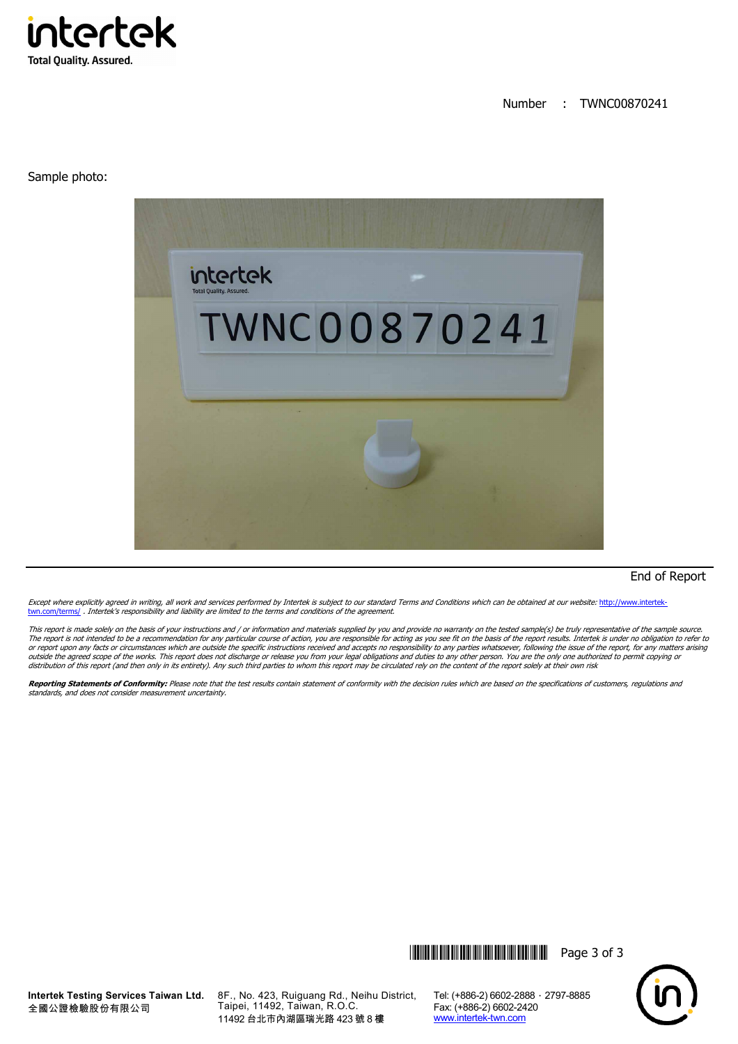Number : TWNC00870241

Sample photo:

End of Report

*Except where explicitly agreed in writing, all work and services performed by Intertek is subject to our standard Terms and Conditions which can be obtained at our website: http://www.intertek-twn.com/terms/ . Intertek's responsibility and liability are limited to the terms and conditions of the agreement.*

*This report is made solely on the basis of your instructions and / or information and materials supplied by you and provide no warranty on the tested sample(s) be truly representative of the sample source. The report is not intended to be a recommendation for any particular course of action, you are responsible for acting as you see fit on the basis of the report results. Intertek is under no obligation to refer to or report upon any facts or circumstances which are outside the specific instructions received and accepts no responsibility to any parties whatsoever, following the issue of the report, for any matters arising outside the agreed scope of the works. This report does not discharge or release you from your legal obligations and duties to any other person. You are the only one authorized to permit copying or distribution of this report (and then only in its entirety). Any such third parties to whom this report may be circulated rely on the content of the report solely at their own risk*

***Reporting Statements of Conformity:*** *Please note that the test results contain statement of conformity with the decision rules which are based on the specifications of customers, regulations and standards, and does not consider measurement uncertainty.*

**Intertek Testing Services Taiwan Ltd.**
全國公證檢驗股份有限公司

8F., No. 423, Ruiguang Rd., Neihu District, Taipei, 11492, Taiwan, R.O.C.
11492 台北市內湖區瑞光路 423 號 8 樓

Tel: (+886-2) 6602-2888 · 2797-8885
Fax: (+886-2) 6602-2420
www.intertek-twn.com